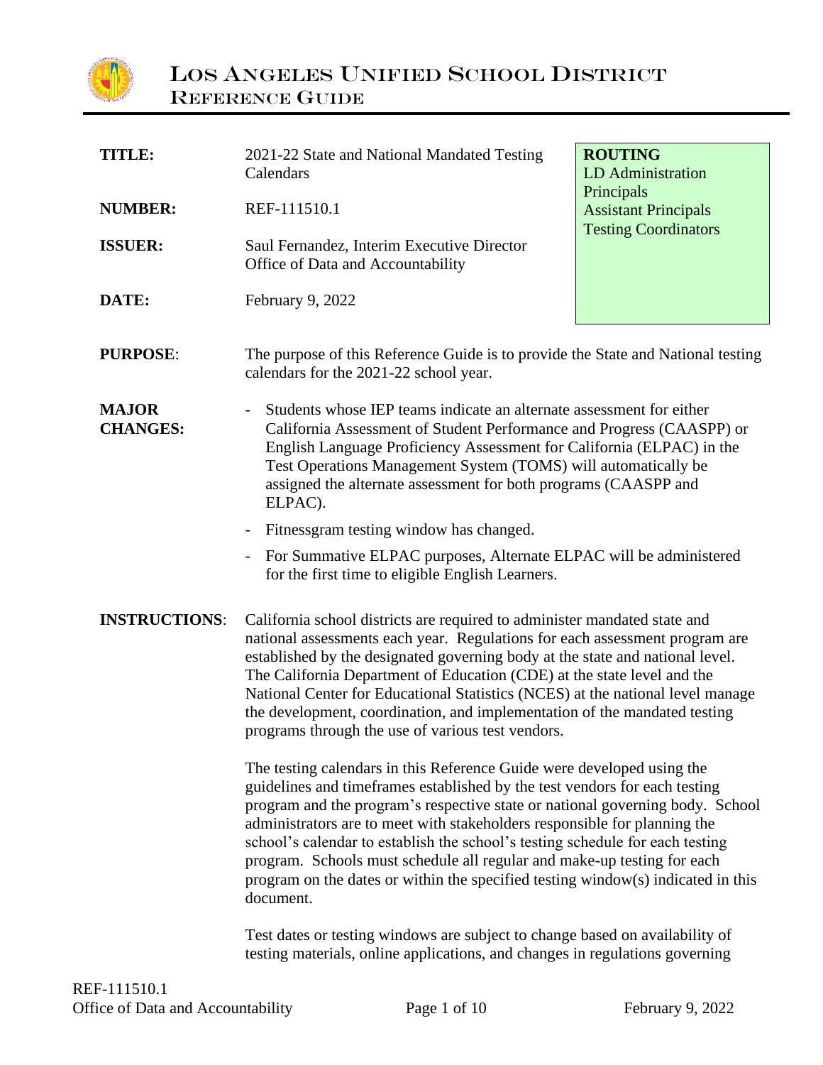# Los Angeles Unified School District
## Reference Guide

| | | |
|---|---|---|
| **TITLE:** | 2021-22 State and National Mandated Testing Calendars | **ROUTING**<br>LD Administration<br>Principals<br>Assistant Principals<br>Testing Coordinators |
| **NUMBER:** | REF-111510.1 | |
| **ISSUER:** | Saul Fernandez, Interim Executive Director<br>Office of Data and Accountability | |
| **DATE:** | February 9, 2022 | |

**PURPOSE**: The purpose of this Reference Guide is to provide the State and National testing calendars for the 2021-22 school year.

**MAJOR CHANGES:**

- Students whose IEP teams indicate an alternate assessment for either California Assessment of Student Performance and Progress (CAASPP) or English Language Proficiency Assessment for California (ELPAC) in the Test Operations Management System (TOMS) will automatically be assigned the alternate assessment for both programs (CAASPP and ELPAC).
- Fitnessgram testing window has changed.
- For Summative ELPAC purposes, Alternate ELPAC will be administered for the first time to eligible English Learners.

**INSTRUCTIONS**: California school districts are required to administer mandated state and national assessments each year. Regulations for each assessment program are established by the designated governing body at the state and national level. The California Department of Education (CDE) at the state level and the National Center for Educational Statistics (NCES) at the national level manage the development, coordination, and implementation of the mandated testing programs through the use of various test vendors.

The testing calendars in this Reference Guide were developed using the guidelines and timeframes established by the test vendors for each testing program and the program's respective state or national governing body. School administrators are to meet with stakeholders responsible for planning the school's calendar to establish the school's testing schedule for each testing program. Schools must schedule all regular and make-up testing for each program on the dates or within the specified testing window(s) indicated in this document.

Test dates or testing windows are subject to change based on availability of testing materials, online applications, and changes in regulations governing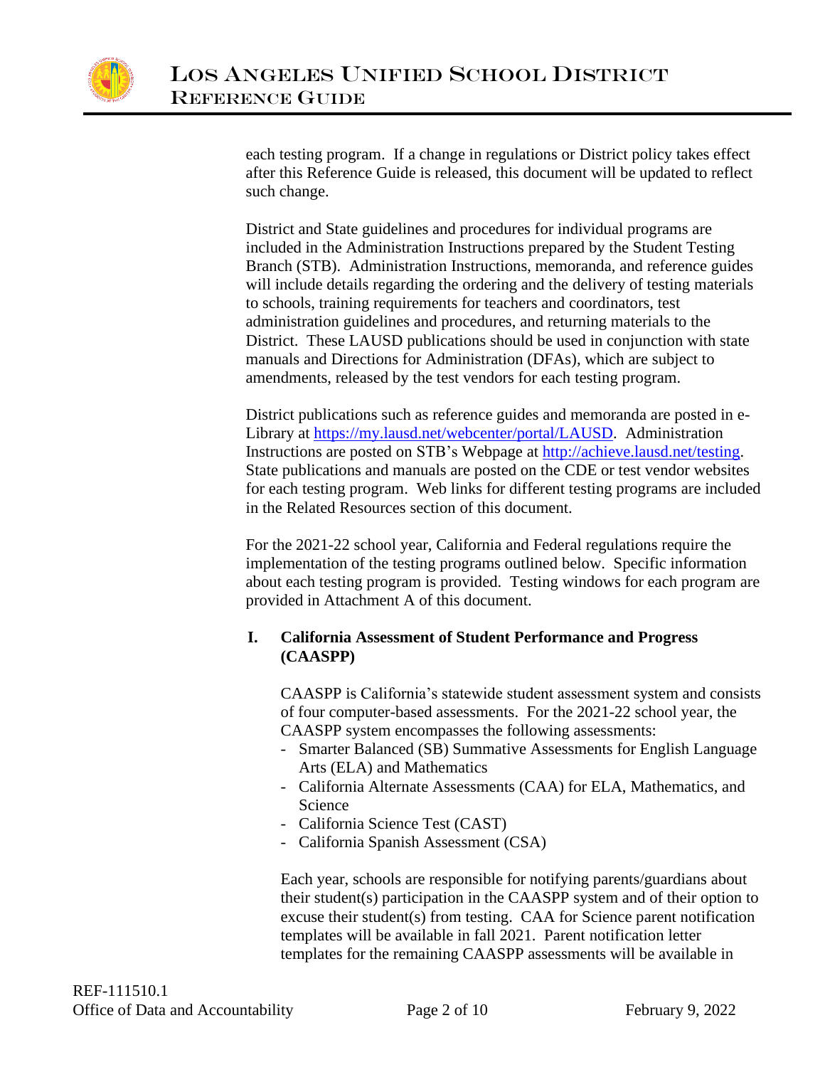each testing program. If a change in regulations or District policy takes effect after this Reference Guide is released, this document will be updated to reflect such change.

District and State guidelines and procedures for individual programs are included in the Administration Instructions prepared by the Student Testing Branch (STB). Administration Instructions, memoranda, and reference guides will include details regarding the ordering and the delivery of testing materials to schools, training requirements for teachers and coordinators, test administration guidelines and procedures, and returning materials to the District. These LAUSD publications should be used in conjunction with state manuals and Directions for Administration (DFAs), which are subject to amendments, released by the test vendors for each testing program.

District publications such as reference guides and memoranda are posted in e-Library at https://my.lausd.net/webcenter/portal/LAUSD. Administration Instructions are posted on STB's Webpage at http://achieve.lausd.net/testing. State publications and manuals are posted on the CDE or test vendor websites for each testing program. Web links for different testing programs are included in the Related Resources section of this document.

For the 2021-22 school year, California and Federal regulations require the implementation of the testing programs outlined below. Specific information about each testing program is provided. Testing windows for each program are provided in Attachment A of this document.

## I. California Assessment of Student Performance and Progress (CAASPP)

CAASPP is California's statewide student assessment system and consists of four computer-based assessments. For the 2021-22 school year, the CAASPP system encompasses the following assessments:

- Smarter Balanced (SB) Summative Assessments for English Language Arts (ELA) and Mathematics
- California Alternate Assessments (CAA) for ELA, Mathematics, and Science
- California Science Test (CAST)
- California Spanish Assessment (CSA)

Each year, schools are responsible for notifying parents/guardians about their student(s) participation in the CAASPP system and of their option to excuse their student(s) from testing. CAA for Science parent notification templates will be available in fall 2021. Parent notification letter templates for the remaining CAASPP assessments will be available in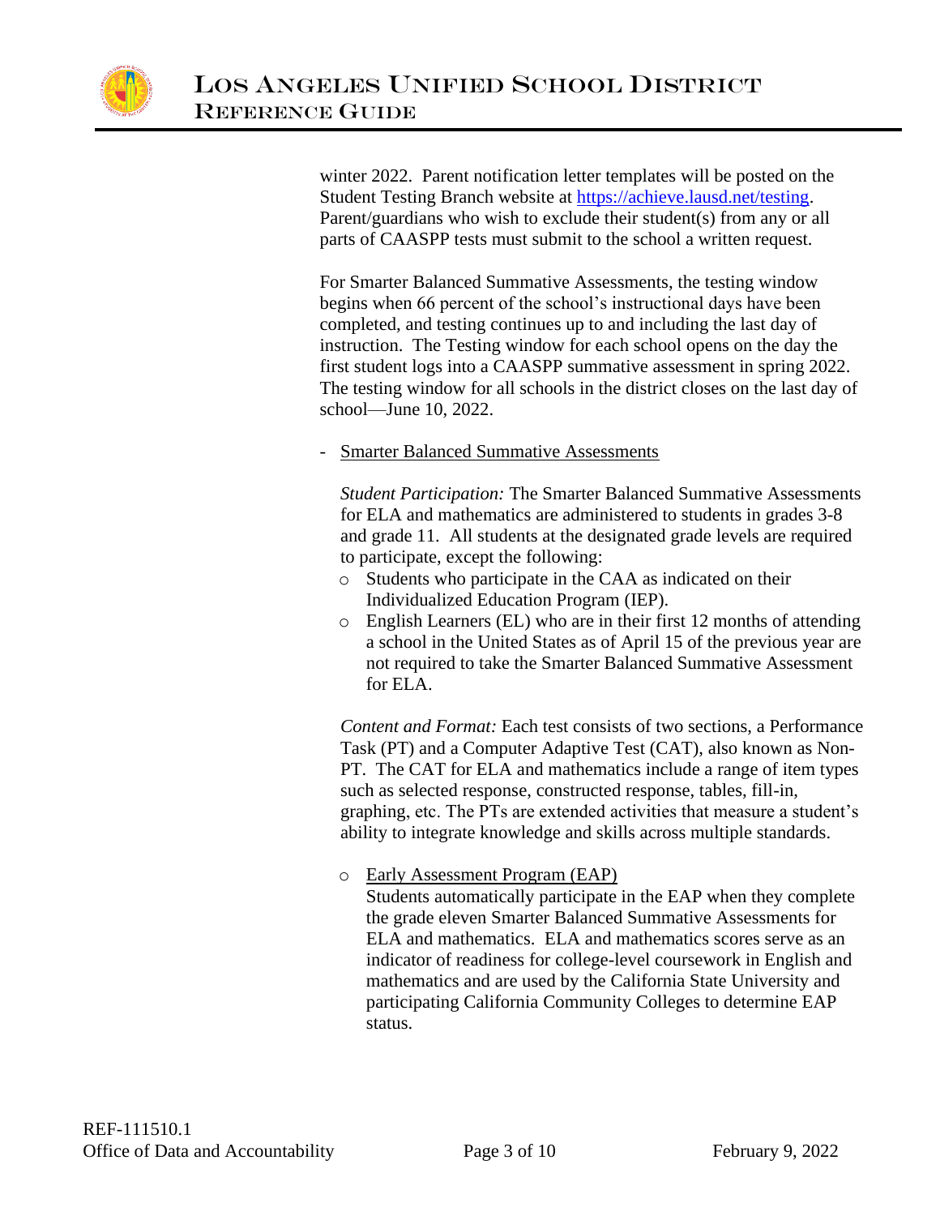winter 2022. Parent notification letter templates will be posted on the Student Testing Branch website at [https://achieve.lausd.net/testing](https://achieve.lausd.net/testing). Parent/guardians who wish to exclude their student(s) from any or all parts of CAASPP tests must submit to the school a written request.

For Smarter Balanced Summative Assessments, the testing window begins when 66 percent of the school's instructional days have been completed, and testing continues up to and including the last day of instruction. The Testing window for each school opens on the day the first student logs into a CAASPP summative assessment in spring 2022. The testing window for all schools in the district closes on the last day of school—June 10, 2022.

- <u>Smarter Balanced Summative Assessments</u>

  *Student Participation:* The Smarter Balanced Summative Assessments for ELA and mathematics are administered to students in grades 3-8 and grade 11. All students at the designated grade levels are required to participate, except the following:

  - Students who participate in the CAA as indicated on their Individualized Education Program (IEP).
  - English Learners (EL) who are in their first 12 months of attending a school in the United States as of April 15 of the previous year are not required to take the Smarter Balanced Summative Assessment for ELA.

  *Content and Format:* Each test consists of two sections, a Performance Task (PT) and a Computer Adaptive Test (CAT), also known as Non-PT. The CAT for ELA and mathematics include a range of item types such as selected response, constructed response, tables, fill-in, graphing, etc. The PTs are extended activities that measure a student's ability to integrate knowledge and skills across multiple standards.

  - <u>Early Assessment Program (EAP)</u>
    Students automatically participate in the EAP when they complete the grade eleven Smarter Balanced Summative Assessments for ELA and mathematics. ELA and mathematics scores serve as an indicator of readiness for college-level coursework in English and mathematics and are used by the California State University and participating California Community Colleges to determine EAP status.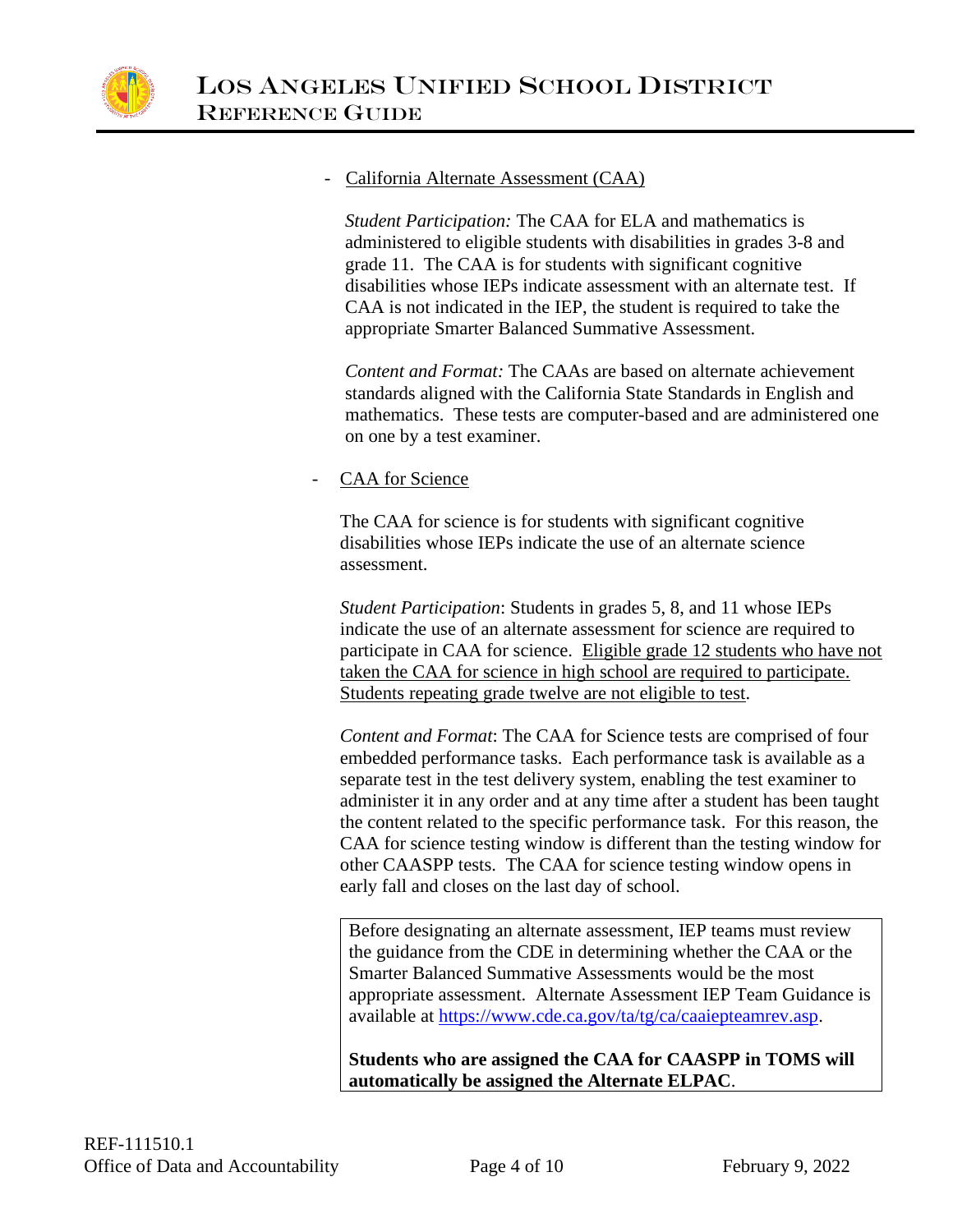- <u>California Alternate Assessment (CAA)</u>

  *Student Participation:* The CAA for ELA and mathematics is administered to eligible students with disabilities in grades 3-8 and grade 11. The CAA is for students with significant cognitive disabilities whose IEPs indicate assessment with an alternate test. If CAA is not indicated in the IEP, the student is required to take the appropriate Smarter Balanced Summative Assessment.

  *Content and Format:* The CAAs are based on alternate achievement standards aligned with the California State Standards in English and mathematics. These tests are computer-based and are administered one on one by a test examiner.

- <u>CAA for Science</u>

  The CAA for science is for students with significant cognitive disabilities whose IEPs indicate the use of an alternate science assessment.

  *Student Participation*: Students in grades 5, 8, and 11 whose IEPs indicate the use of an alternate assessment for science are required to participate in CAA for science. <u>Eligible grade 12 students who have not taken the CAA for science in high school are required to participate. Students repeating grade twelve are not eligible to test</u>.

  *Content and Format*: The CAA for Science tests are comprised of four embedded performance tasks. Each performance task is available as a separate test in the test delivery system, enabling the test examiner to administer it in any order and at any time after a student has been taught the content related to the specific performance task. For this reason, the CAA for science testing window is different than the testing window for other CAASPP tests. The CAA for science testing window opens in early fall and closes on the last day of school.

> Before designating an alternate assessment, IEP teams must review the guidance from the CDE in determining whether the CAA or the Smarter Balanced Summative Assessments would be the most appropriate assessment. Alternate Assessment IEP Team Guidance is available at [https://www.cde.ca.gov/ta/tg/ca/caaiepteamrev.asp](https://www.cde.ca.gov/ta/tg/ca/caaiepteamrev.asp).
>
> **Students who are assigned the CAA for CAASPP in TOMS will automatically be assigned the Alternate ELPAC**.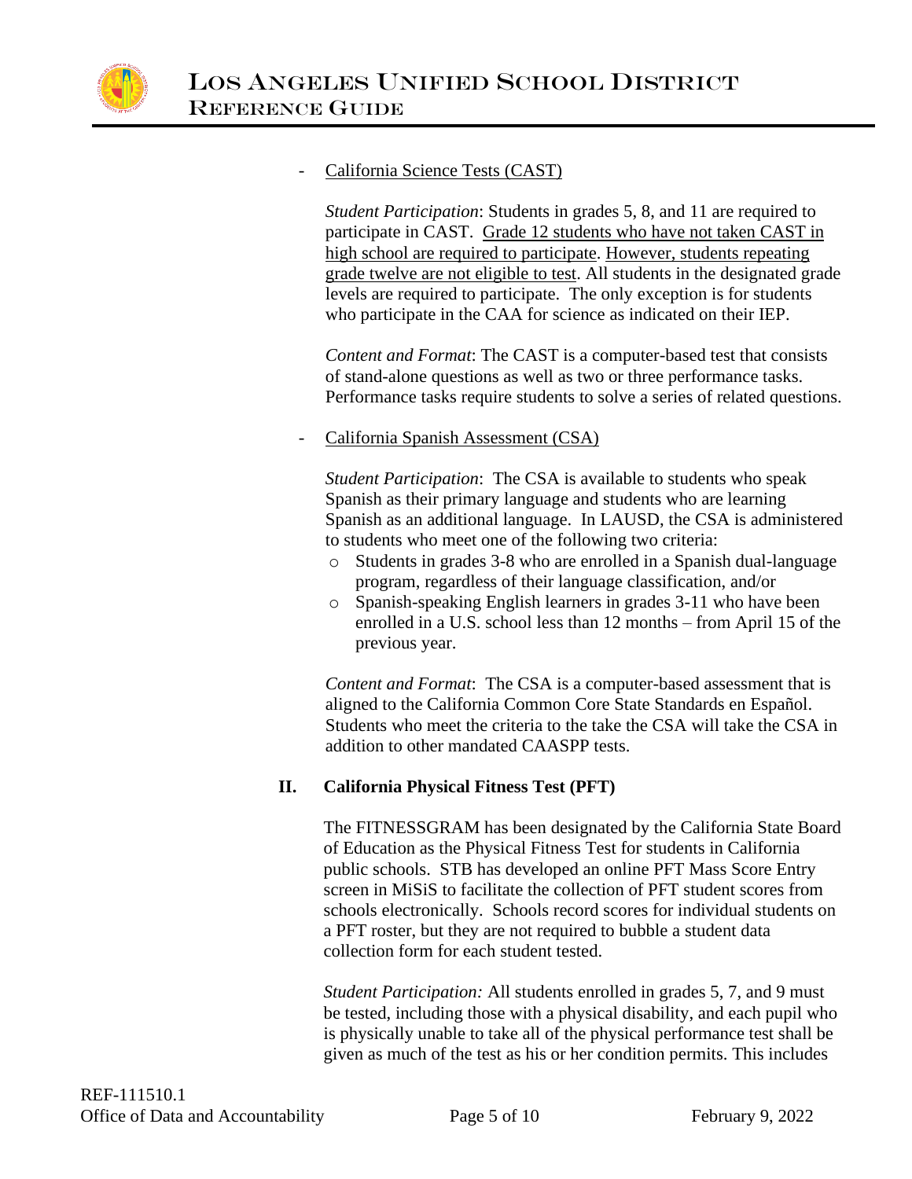- California Science Tests (CAST)

  *Student Participation*: Students in grades 5, 8, and 11 are required to participate in CAST. Grade 12 students who have not taken CAST in high school are required to participate. However, students repeating grade twelve are not eligible to test. All students in the designated grade levels are required to participate. The only exception is for students who participate in the CAA for science as indicated on their IEP.

  *Content and Format*: The CAST is a computer-based test that consists of stand-alone questions as well as two or three performance tasks. Performance tasks require students to solve a series of related questions.

- California Spanish Assessment (CSA)

  *Student Participation*: The CSA is available to students who speak Spanish as their primary language and students who are learning Spanish as an additional language. In LAUSD, the CSA is administered to students who meet one of the following two criteria:

  - Students in grades 3-8 who are enrolled in a Spanish dual-language program, regardless of their language classification, and/or
  - Spanish-speaking English learners in grades 3-11 who have been enrolled in a U.S. school less than 12 months – from April 15 of the previous year.

  *Content and Format*: The CSA is a computer-based assessment that is aligned to the California Common Core State Standards en Español. Students who meet the criteria to the take the CSA will take the CSA in addition to other mandated CAASPP tests.

## II. California Physical Fitness Test (PFT)

The FITNESSGRAM has been designated by the California State Board of Education as the Physical Fitness Test for students in California public schools. STB has developed an online PFT Mass Score Entry screen in MiSiS to facilitate the collection of PFT student scores from schools electronically. Schools record scores for individual students on a PFT roster, but they are not required to bubble a student data collection form for each student tested.

*Student Participation:* All students enrolled in grades 5, 7, and 9 must be tested, including those with a physical disability, and each pupil who is physically unable to take all of the physical performance test shall be given as much of the test as his or her condition permits. This includes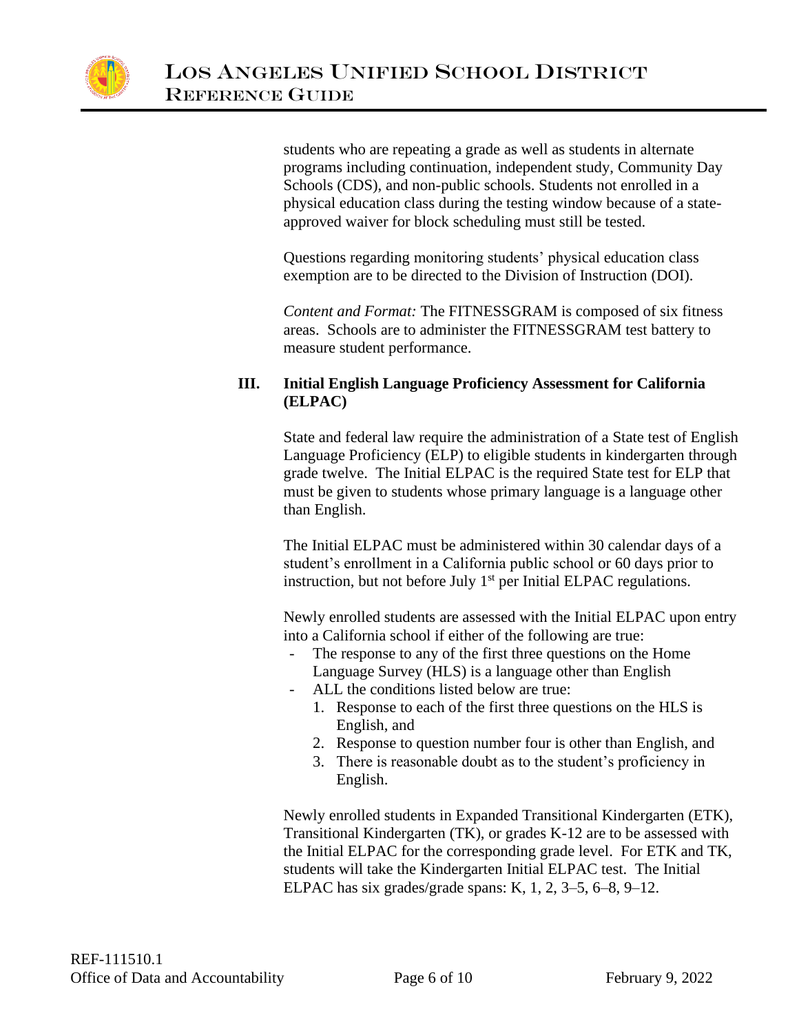students who are repeating a grade as well as students in alternate programs including continuation, independent study, Community Day Schools (CDS), and non-public schools. Students not enrolled in a physical education class during the testing window because of a state-approved waiver for block scheduling must still be tested.

Questions regarding monitoring students' physical education class exemption are to be directed to the Division of Instruction (DOI).

*Content and Format:* The FITNESSGRAM is composed of six fitness areas. Schools are to administer the FITNESSGRAM test battery to measure student performance.

## III. Initial English Language Proficiency Assessment for California (ELPAC)

State and federal law require the administration of a State test of English Language Proficiency (ELP) to eligible students in kindergarten through grade twelve. The Initial ELPAC is the required State test for ELP that must be given to students whose primary language is a language other than English.

The Initial ELPAC must be administered within 30 calendar days of a student's enrollment in a California public school or 60 days prior to instruction, but not before July 1st per Initial ELPAC regulations.

Newly enrolled students are assessed with the Initial ELPAC upon entry into a California school if either of the following are true:

- The response to any of the first three questions on the Home Language Survey (HLS) is a language other than English
- ALL the conditions listed below are true:
  1. Response to each of the first three questions on the HLS is English, and
  2. Response to question number four is other than English, and
  3. There is reasonable doubt as to the student's proficiency in English.

Newly enrolled students in Expanded Transitional Kindergarten (ETK), Transitional Kindergarten (TK), or grades K-12 are to be assessed with the Initial ELPAC for the corresponding grade level. For ETK and TK, students will take the Kindergarten Initial ELPAC test. The Initial ELPAC has six grades/grade spans: K, 1, 2, 3–5, 6–8, 9–12.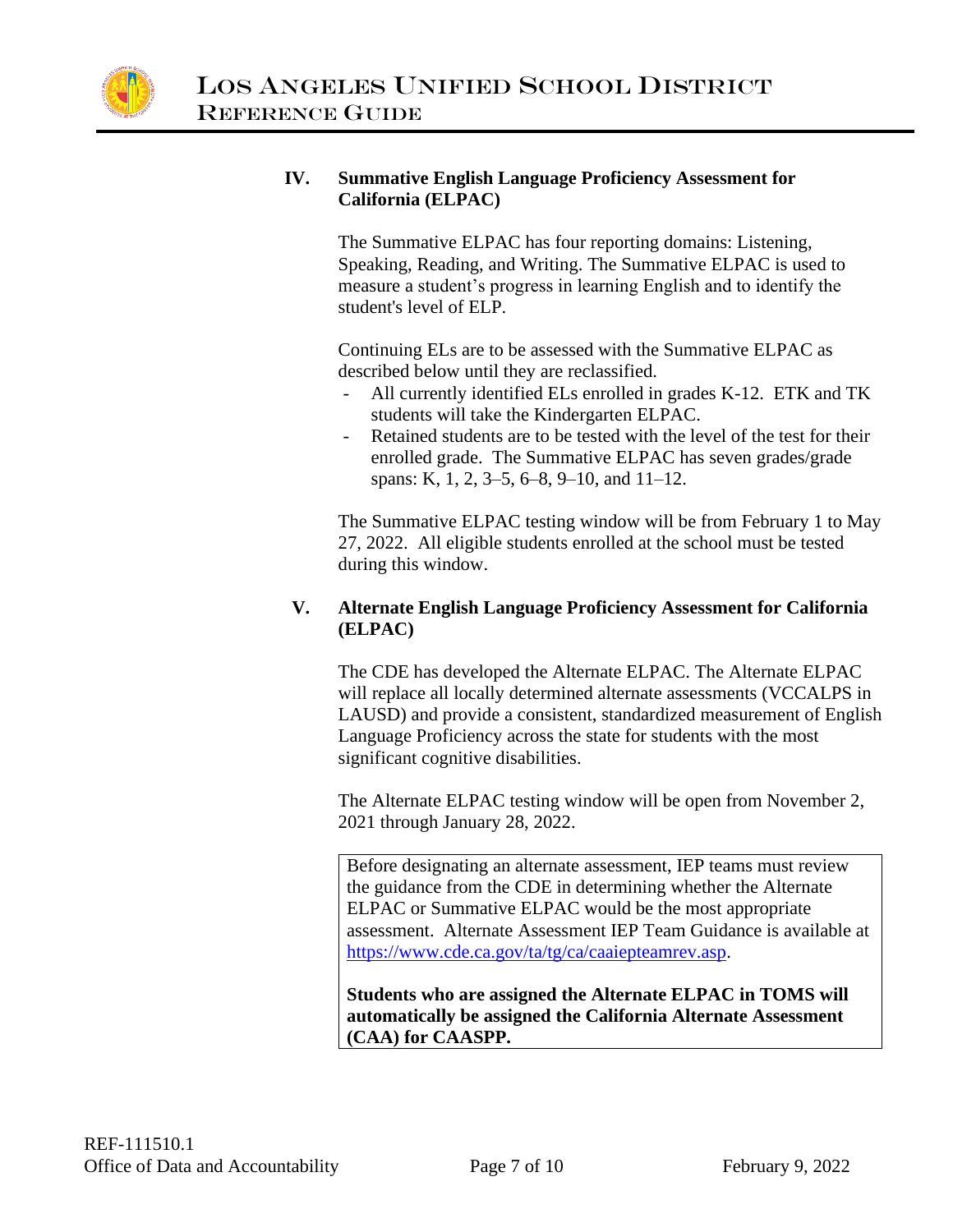## IV. Summative English Language Proficiency Assessment for California (ELPAC)

The Summative ELPAC has four reporting domains: Listening, Speaking, Reading, and Writing. The Summative ELPAC is used to measure a student's progress in learning English and to identify the student's level of ELP.

Continuing ELs are to be assessed with the Summative ELPAC as described below until they are reclassified.

- All currently identified ELs enrolled in grades K-12. ETK and TK students will take the Kindergarten ELPAC.
- Retained students are to be tested with the level of the test for their enrolled grade. The Summative ELPAC has seven grades/grade spans: K, 1, 2, 3–5, 6–8, 9–10, and 11–12.

The Summative ELPAC testing window will be from February 1 to May 27, 2022. All eligible students enrolled at the school must be tested during this window.

## V. Alternate English Language Proficiency Assessment for California (ELPAC)

The CDE has developed the Alternate ELPAC. The Alternate ELPAC will replace all locally determined alternate assessments (VCCALPS in LAUSD) and provide a consistent, standardized measurement of English Language Proficiency across the state for students with the most significant cognitive disabilities.

The Alternate ELPAC testing window will be open from November 2, 2021 through January 28, 2022.

> Before designating an alternate assessment, IEP teams must review the guidance from the CDE in determining whether the Alternate ELPAC or Summative ELPAC would be the most appropriate assessment. Alternate Assessment IEP Team Guidance is available at https://www.cde.ca.gov/ta/tg/ca/caaiepteamrev.asp.
>
> **Students who are assigned the Alternate ELPAC in TOMS will automatically be assigned the California Alternate Assessment (CAA) for CAASPP.**

REF-111510.1
Office of Data and Accountability
February 9, 2022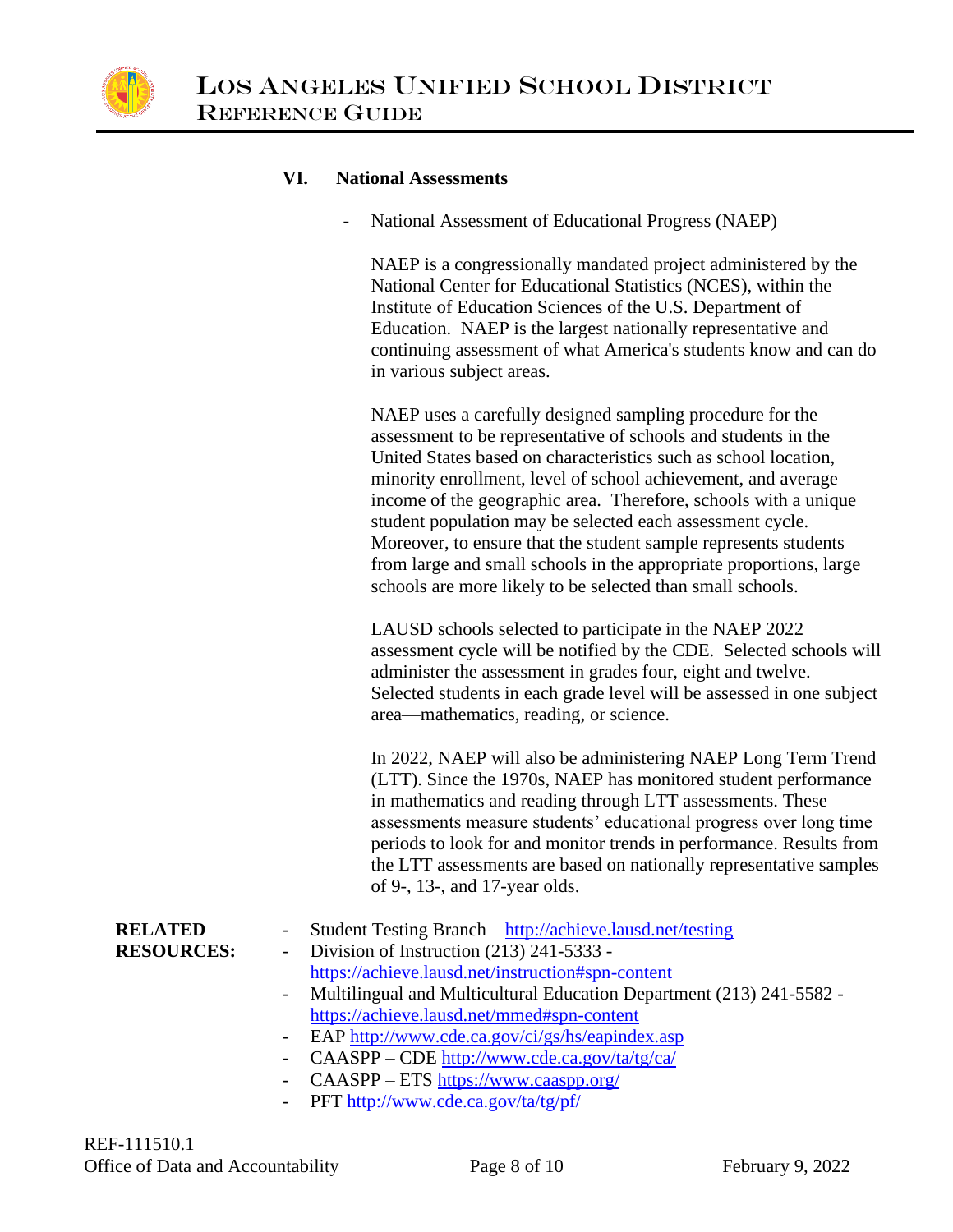## VI. National Assessments

- National Assessment of Educational Progress (NAEP)

  NAEP is a congressionally mandated project administered by the National Center for Educational Statistics (NCES), within the Institute of Education Sciences of the U.S. Department of Education. NAEP is the largest nationally representative and continuing assessment of what America's students know and can do in various subject areas.

  NAEP uses a carefully designed sampling procedure for the assessment to be representative of schools and students in the United States based on characteristics such as school location, minority enrollment, level of school achievement, and average income of the geographic area. Therefore, schools with a unique student population may be selected each assessment cycle. Moreover, to ensure that the student sample represents students from large and small schools in the appropriate proportions, large schools are more likely to be selected than small schools.

  LAUSD schools selected to participate in the NAEP 2022 assessment cycle will be notified by the CDE. Selected schools will administer the assessment in grades four, eight and twelve. Selected students in each grade level will be assessed in one subject area—mathematics, reading, or science.

  In 2022, NAEP will also be administering NAEP Long Term Trend (LTT). Since the 1970s, NAEP has monitored student performance in mathematics and reading through LTT assessments. These assessments measure students' educational progress over long time periods to look for and monitor trends in performance. Results from the LTT assessments are based on nationally representative samples of 9-, 13-, and 17-year olds.

**RELATED RESOURCES:**

- Student Testing Branch – http://achieve.lausd.net/testing
- Division of Instruction (213) 241-5333 - https://achieve.lausd.net/instruction#spn-content
- Multilingual and Multicultural Education Department (213) 241-5582 - https://achieve.lausd.net/mmed#spn-content
- EAP http://www.cde.ca.gov/ci/gs/hs/eapindex.asp
- CAASPP – CDE http://www.cde.ca.gov/ta/tg/ca/
- CAASPP – ETS https://www.caaspp.org/
- PFT http://www.cde.ca.gov/ta/tg/pf/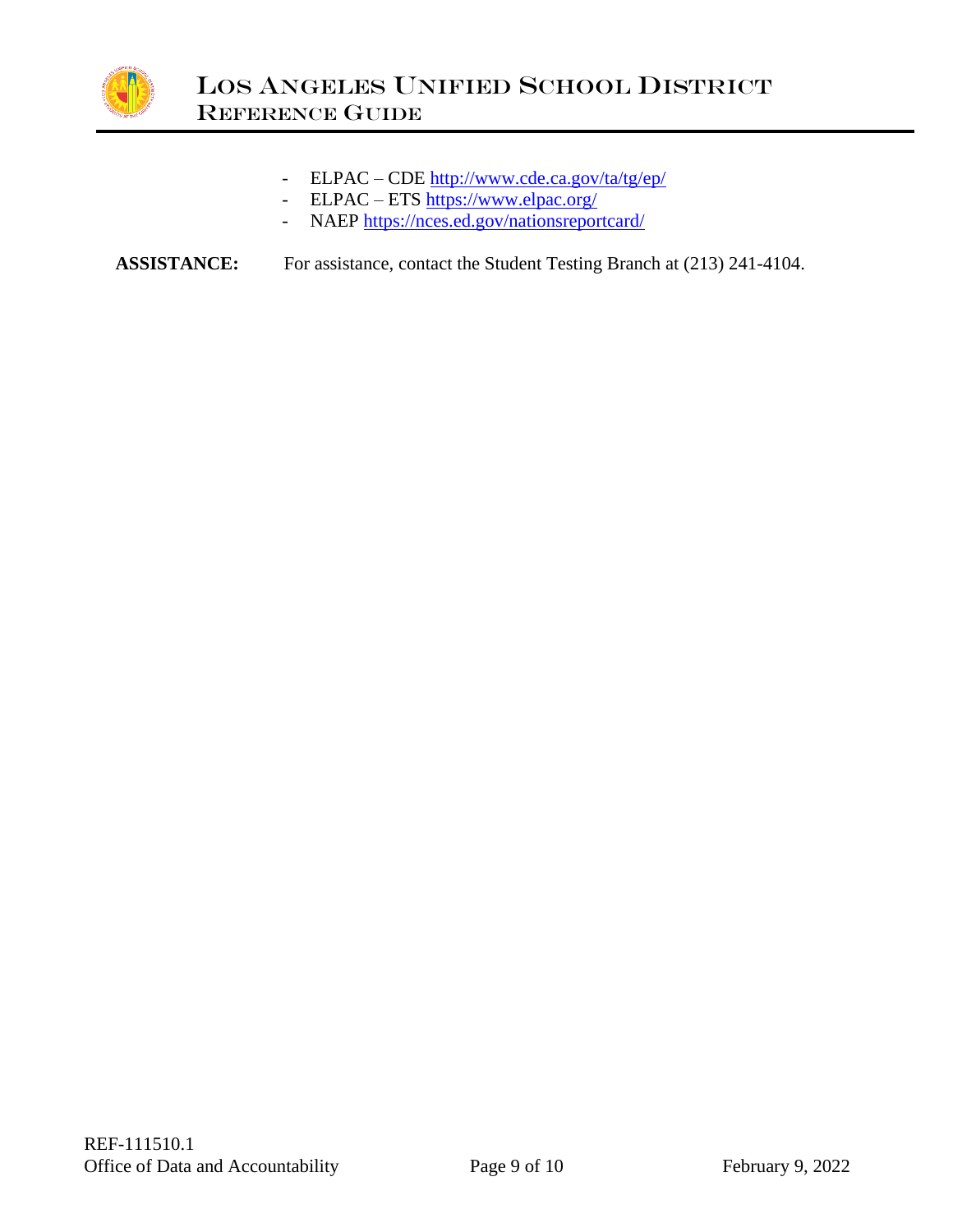- ELPAC – CDE http://www.cde.ca.gov/ta/tg/ep/
- ELPAC – ETS https://www.elpac.org/
- NAEP https://nces.ed.gov/nationsreportcard/

**ASSISTANCE:** For assistance, contact the Student Testing Branch at (213) 241-4104.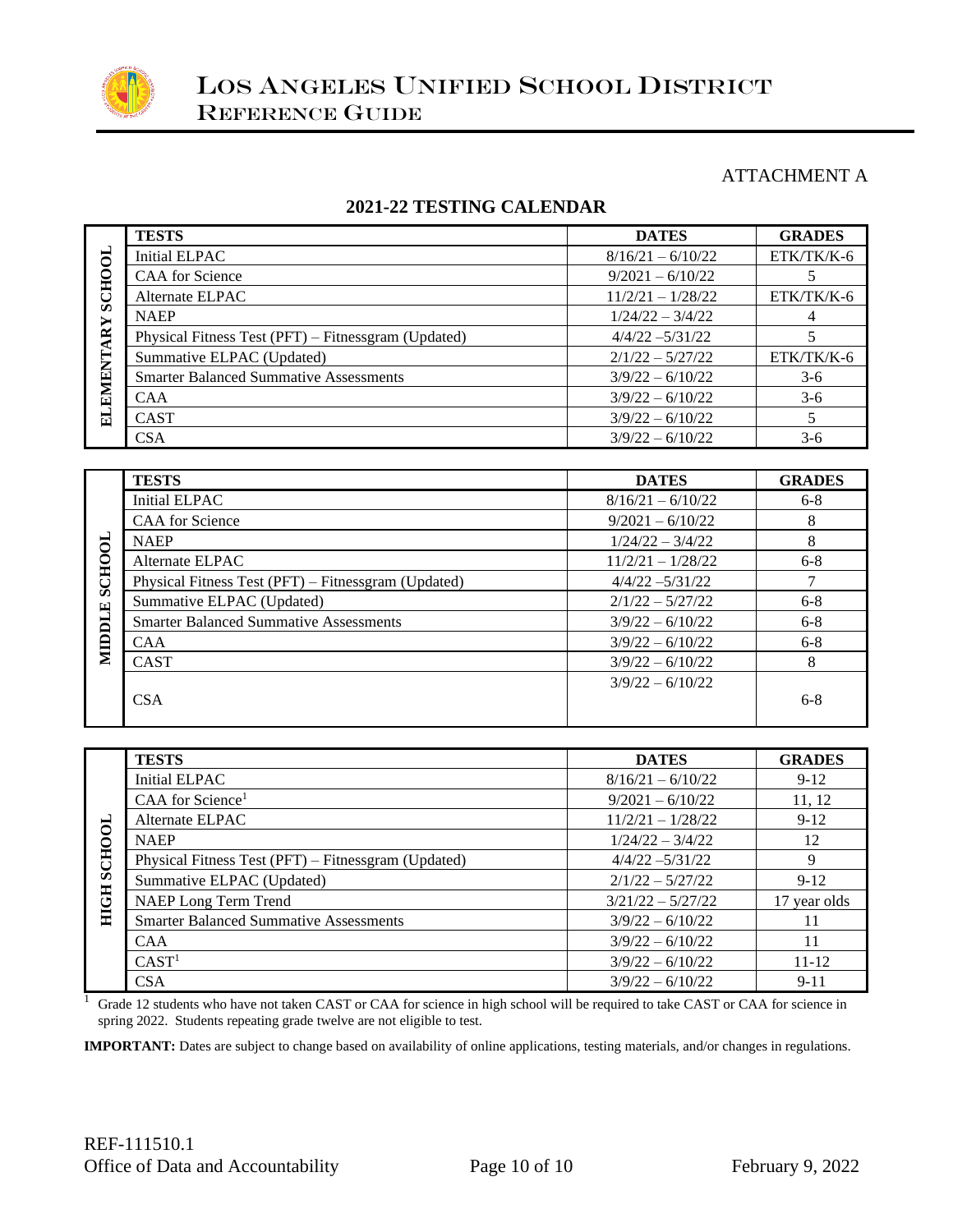ATTACHMENT A

## 2021-22 TESTING CALENDAR

| ELEMENTARY SCHOOL | TESTS | DATES | GRADES |
|---|---|---|---|
| | Initial ELPAC | 8/16/21 – 6/10/22 | ETK/TK/K-6 |
| | CAA for Science | 9/2021 – 6/10/22 | 5 |
| | Alternate ELPAC | 11/2/21 – 1/28/22 | ETK/TK/K-6 |
| | NAEP | 1/24/22 – 3/4/22 | 4 |
| | Physical Fitness Test (PFT) – Fitnessgram (Updated) | 4/4/22 –5/31/22 | 5 |
| | Summative ELPAC (Updated) | 2/1/22 – 5/27/22 | ETK/TK/K-6 |
| | Smarter Balanced Summative Assessments | 3/9/22 – 6/10/22 | 3-6 |
| | CAA | 3/9/22 – 6/10/22 | 3-6 |
| | CAST | 3/9/22 – 6/10/22 | 5 |
| | CSA | 3/9/22 – 6/10/22 | 3-6 |

| MIDDLE SCHOOL | TESTS | DATES | GRADES |
|---|---|---|---|
| | Initial ELPAC | 8/16/21 – 6/10/22 | 6-8 |
| | CAA for Science | 9/2021 – 6/10/22 | 8 |
| | NAEP | 1/24/22 – 3/4/22 | 8 |
| | Alternate ELPAC | 11/2/21 – 1/28/22 | 6-8 |
| | Physical Fitness Test (PFT) – Fitnessgram (Updated) | 4/4/22 –5/31/22 | 7 |
| | Summative ELPAC (Updated) | 2/1/22 – 5/27/22 | 6-8 |
| | Smarter Balanced Summative Assessments | 3/9/22 – 6/10/22 | 6-8 |
| | CAA | 3/9/22 – 6/10/22 | 6-8 |
| | CAST | 3/9/22 – 6/10/22 | 8 |
| | CSA | 3/9/22 – 6/10/22 | 6-8 |

| HIGH SCHOOL | TESTS | DATES | GRADES |
|---|---|---|---|
| | Initial ELPAC | 8/16/21 – 6/10/22 | 9-12 |
| | CAA for Science[1] | 9/2021 – 6/10/22 | 11, 12 |
| | Alternate ELPAC | 11/2/21 – 1/28/22 | 9-12 |
| | NAEP | 1/24/22 – 3/4/22 | 12 |
| | Physical Fitness Test (PFT) – Fitnessgram (Updated) | 4/4/22 –5/31/22 | 9 |
| | Summative ELPAC (Updated) | 2/1/22 – 5/27/22 | 9-12 |
| | NAEP Long Term Trend | 3/21/22 – 5/27/22 | 17 year olds |
| | Smarter Balanced Summative Assessments | 3/9/22 – 6/10/22 | 11 |
| | CAA | 3/9/22 – 6/10/22 | 11 |
| | CAST[1] | 3/9/22 – 6/10/22 | 11-12 |
| | CSA | 3/9/22 – 6/10/22 | 9-11 |

[1] Grade 12 students who have not taken CAST or CAA for science in high school will be required to take CAST or CAA for science in spring 2022. Students repeating grade twelve are not eligible to test.

**IMPORTANT:** Dates are subject to change based on availability of online applications, testing materials, and/or changes in regulations.

REF-111510.1
Office of Data and Accountability
February 9, 2022